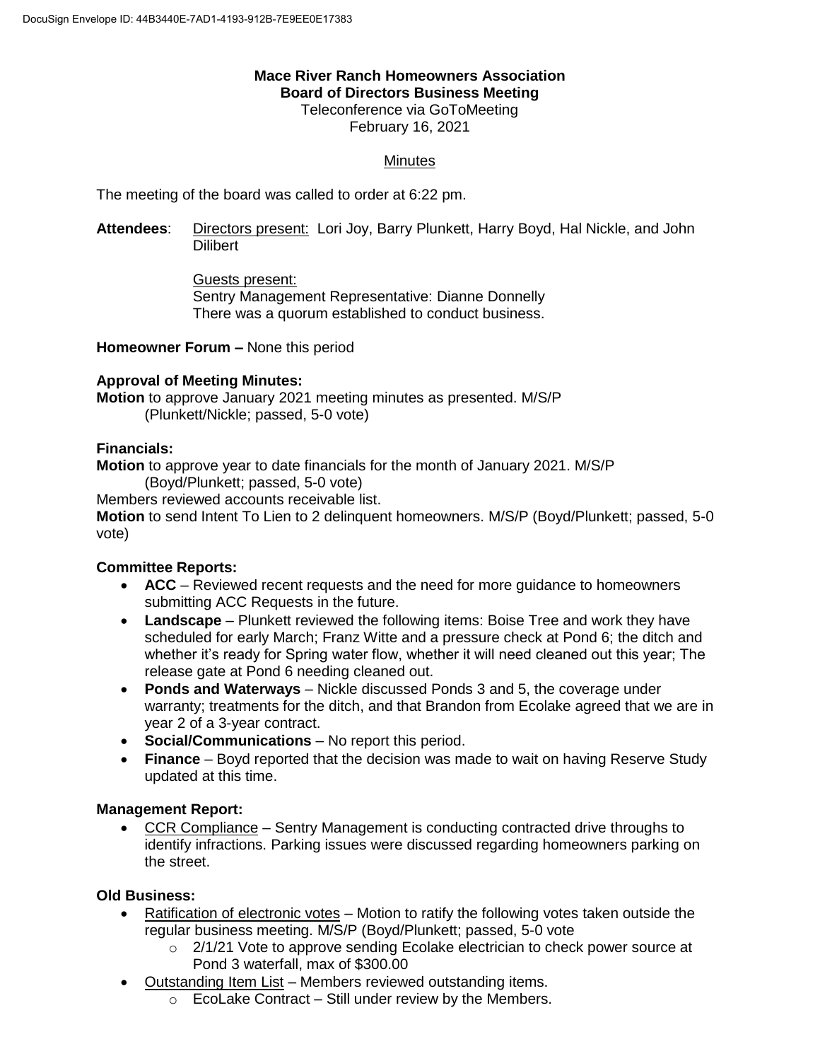**Mace River Ranch Homeowners Association**
**Board of Directors Business Meeting**
Teleconference via GoToMeeting
February 16, 2021

Minutes

The meeting of the board was called to order at 6:22 pm.

**Attendees**: Directors present: Lori Joy, Barry Plunkett, Harry Boyd, Hal Nickle, and John Dilibert

Guests present:
Sentry Management Representative: Dianne Donnelly
There was a quorum established to conduct business.

**Homeowner Forum –** None this period

**Approval of Meeting Minutes:**
**Motion** to approve January 2021 meeting minutes as presented. M/S/P
(Plunkett/Nickle; passed, 5-0 vote)

**Financials:**
**Motion** to approve year to date financials for the month of January 2021. M/S/P
(Boyd/Plunkett; passed, 5-0 vote)
Members reviewed accounts receivable list.
**Motion** to send Intent To Lien to 2 delinquent homeowners. M/S/P (Boyd/Plunkett; passed, 5-0 vote)

**Committee Reports:**

- **ACC** – Reviewed recent requests and the need for more guidance to homeowners submitting ACC Requests in the future.
- **Landscape** – Plunkett reviewed the following items: Boise Tree and work they have scheduled for early March; Franz Witte and a pressure check at Pond 6; the ditch and whether it's ready for Spring water flow, whether it will need cleaned out this year; The release gate at Pond 6 needing cleaned out.
- **Ponds and Waterways** – Nickle discussed Ponds 3 and 5, the coverage under warranty; treatments for the ditch, and that Brandon from Ecolake agreed that we are in year 2 of a 3-year contract.
- **Social/Communications** – No report this period.
- **Finance** – Boyd reported that the decision was made to wait on having Reserve Study updated at this time.

**Management Report:**

- CCR Compliance – Sentry Management is conducting contracted drive throughs to identify infractions. Parking issues were discussed regarding homeowners parking on the street.

**Old Business:**

- Ratification of electronic votes – Motion to ratify the following votes taken outside the regular business meeting. M/S/P (Boyd/Plunkett; passed, 5-0 vote
  - 2/1/21 Vote to approve sending Ecolake electrician to check power source at Pond 3 waterfall, max of $300.00
- Outstanding Item List – Members reviewed outstanding items.
  - EcoLake Contract – Still under review by the Members.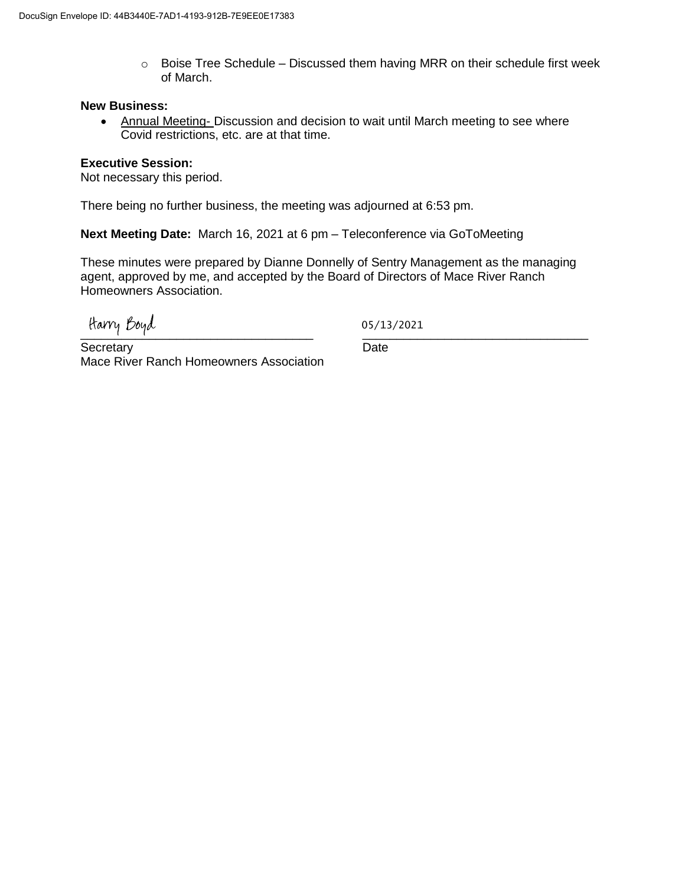- Boise Tree Schedule – Discussed them having MRR on their schedule first week of March.

**New Business:**

- Annual Meeting- Discussion and decision to wait until March meeting to see where Covid restrictions, etc. are at that time.

**Executive Session:**
Not necessary this period.

There being no further business, the meeting was adjourned at 6:53 pm.

**Next Meeting Date:** March 16, 2021 at 6 pm – Teleconference via GoToMeeting

These minutes were prepared by Dianne Donnelly of Sentry Management as the managing agent, approved by me, and accepted by the Board of Directors of Mace River Ranch Homeowners Association.

Harry Boyd
Secretary
Mace River Ranch Homeowners Association

05/13/2021
Date